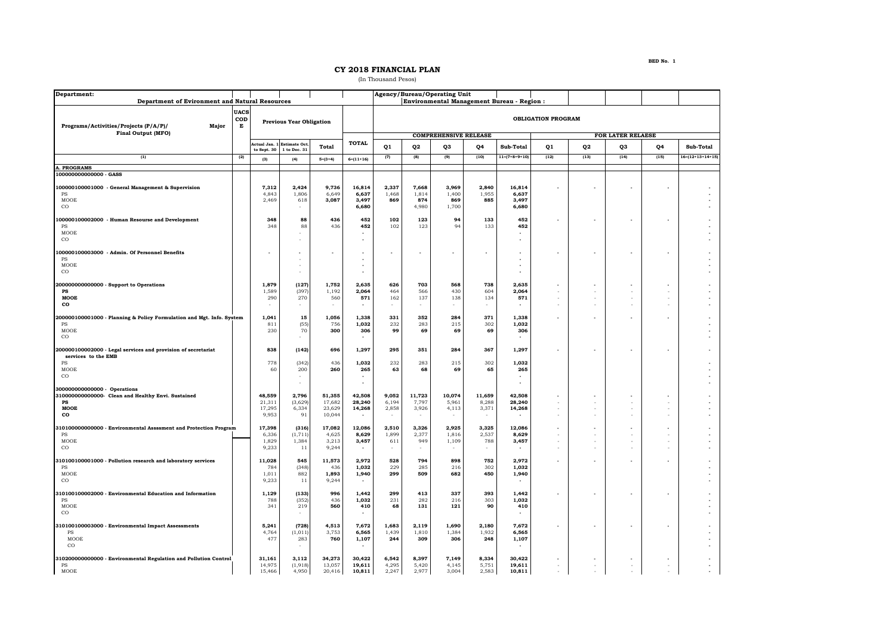BED No. 1

# CY 2018 FINANCIAL PLAN

(In Thousand Pesos)

| Department: Department of Evironment and Natural Resources | | | | | | Agency/Bureau/Operating Unit Environmental Management Bureau - Region : | | | | | | | | | |
|---|---|---|---|---|---|---|---|---|---|---|---|---|---|---|---|
| Programs/Activities/Projects (P/A/P)/ Major Final Output (MFO) | UACS CODE | Previous Year Obligation | | | TOTAL | OBLIGATION PROGRAM | | | | | | | | | |
| | | | | | | COMPREHENSIVE RELEASE | | | | | FOR LATER RELAESE | | | | |
| | | Actual Jan. 1 to Sept. 30 | Estimate Oct. 1 to Dec. 31 | Total | | Q1 | Q2 | Q3 | Q4 | Sub-Total | Q1 | Q2 | Q3 | Q4 | Sub-Total |
| (1) | (2) | (3) | (4) | 5=(3+4) | 6=(11+16) | (7) | (8) | (9) | (10) | 11=(7+8+9+10) | (12) | (13) | (14) | (15) | 16=(12+13+14+15) |
| **A. PROGRAMS** | | | | | | | | | | | | | | | |
| **100000000000000 - GASS** | | | | | | | | | | | | | | | |
| **100000100001000 - General Management & Supervision** | | **7,312** | **2,424** | **9,736** | **16,814** | **2,337** | **7,668** | **3,969** | **2,840** | **16,814** | - | - | - | - | - |
| PS | | 4,843 | 1,806 | 6,649 | **6,637** | 1,468 | 1,814 | 1,400 | 1,955 | **6,637** | | | | | - |
| MOOE | | 2,469 | 618 | **3,087** | **3,497** | **869** | **874** | **869** | **885** | **3,497** | | | | | - |
| CO | | | - | | **6,680** | | 4,980 | 1,700 | | **6,680** | | | | | - |
| **100000100002000 - Human Resourse and Development** | | **348** | **88** | **436** | **452** | **102** | **123** | **94** | **133** | **452** | - | - | - | - | - |
| PS | | 348 | 88 | 436 | **452** | 102 | 123 | 94 | 133 | **452** | | | | | - |
| MOOE | | | - | | - | | | | | - | | | | | - |
| CO | | | - | | - | | | | | - | | | | | - |
| **100000100003000 - Admin. Of Personnel Benefits** | | - | - | - | - | - | - | - | - | - | - | - | - | - | - |
| PS | | | - | | - | | | | | - | | | | | - |
| MOOE | | | - | | - | | | | | - | | | | | - |
| CO | | | - | | - | | | | | - | | | | | - |
| **200000000000000 - Support to Operations** | | **1,879** | **(127)** | **1,752** | **2,635** | **626** | **703** | **568** | **738** | **2,635** | - | - | - | - | - |
| **PS** | | 1,589 | (397) | 1,192 | **2,064** | 464 | 566 | 430 | 604 | **2,064** | - | - | - | - | - |
| **MOOE** | | 290 | 270 | 560 | **571** | 162 | 137 | 138 | 134 | **571** | - | - | - | - | - |
| **CO** | | - | - | - | - | - | - | - | - | - | - | - | - | - | - |
| **200000100001000 - Planning & Policy Formulation and Mgt. Info. System** | | **1,041** | **15** | **1,056** | **1,338** | **331** | **352** | **284** | **371** | **1,338** | - | - | - | - | - |
| PS | | 811 | (55) | 756 | **1,032** | 232 | 283 | 215 | 302 | **1,032** | | | | | - |
| MOOE | | 230 | 70 | **300** | **306** | **99** | **69** | **69** | **69** | **306** | | | | | - |
| CO | | | - | | - | | | | | - | | | | | - |
| **200000100002000 - Legal services and provision of secretariat services to the EMB** | | **838** | **(142)** | **696** | **1,297** | **295** | **351** | **284** | **367** | **1,297** | - | - | - | - | - |
| PS | | 778 | (342) | 436 | **1,032** | 232 | 283 | 215 | 302 | **1,032** | | | | | - |
| MOOE | | 60 | 200 | **260** | **265** | **63** | **68** | **69** | **65** | **265** | | | | | - |
| CO | | | - | | - | | | | | - | | | | | - |
| | | | - | | - | | | | | - | | | | | - |
| **300000000000000 - Operations** | | | | | | | | | | | | | | | |
| **310000000000000- Clean and Healthy Envi. Sustained** | | **48,559** | **2,796** | **51,355** | **42,508** | **9,052** | **11,723** | **10,074** | **11,659** | **42,508** | - | - | - | - | - |
| **PS** | | 21,311 | (3,629) | 17,682 | **28,240** | 6,194 | 7,797 | 5,961 | 8,288 | **28,240** | - | - | - | - | - |
| **MOOE** | | 17,295 | 6,334 | 23,629 | **14,268** | 2,858 | 3,926 | 4,113 | 3,371 | **14,268** | - | - | - | - | - |
| **CO** | | 9,953 | 91 | 10,044 | - | - | - | - | - | - | - | - | - | - | - |
| **310100000000000 - Environmental Asssssment and Protection Program** | | **17,398** | **(316)** | **17,082** | **12,086** | **2,510** | **3,326** | **2,925** | **3,325** | **12,086** | - | - | - | - | - |
| PS | | 6,336 | (1,711) | 4,625 | **8,629** | 1,899 | 2,377 | 1,816 | 2,537 | **8,629** | - | - | - | - | - |
| MOOE | | 1,829 | 1,384 | 3,213 | **3,457** | 611 | 949 | 1,109 | 788 | **3,457** | - | - | - | - | - |
| CO | | 9,233 | 11 | 9,244 | - | - | - | - | - | - | - | - | - | - | - |
| **310100100001000 - Pollution research and laboratory services** | | **11,028** | **545** | **11,573** | **2,972** | **528** | **794** | **898** | **752** | **2,972** | - | - | - | - | - |
| PS | | 784 | (348) | 436 | **1,032** | 229 | 285 | 216 | 302 | **1,032** | | | | | - |
| MOOE | | 1,011 | 882 | **1,893** | **1,940** | **299** | **509** | **682** | **450** | **1,940** | | | | | - |
| CO | | 9,233 | 11 | 9,244 | - | | | | | - | | | | | - |
| **310100100002000 - Environmental Education and Information** | | **1,129** | **(133)** | **996** | **1,442** | **299** | **413** | **337** | **393** | **1,442** | - | - | - | - | - |
| PS | | 788 | (352) | 436 | **1,032** | 231 | 282 | 216 | 303 | **1,032** | | | | | - |
| MOOE | | 341 | 219 | **560** | **410** | **68** | **131** | **121** | **90** | **410** | | | | | - |
| CO | | | - | | - | | | | | - | | | | | - |
| **310100100003000 - Environmental Impact Assessments** | | **5,241** | **(728)** | **4,513** | **7,672** | **1,683** | **2,119** | **1,690** | **2,180** | **7,672** | - | - | - | - | - |
| PS | | 4,764 | (1,011) | 3,753 | **6,565** | 1,439 | 1,810 | 1,384 | 1,932 | **6,565** | | | | | - |
| MOOE | | 477 | 283 | **760** | **1,107** | **244** | **309** | **306** | **248** | **1,107** | | | | | - |
| CO | | | - | | - | | | | | - | | | | | - |
| **310200000000000 - Environmental Regulation and Pollution Control** | | **31,161** | **3,112** | **34,273** | **30,422** | **6,542** | **8,397** | **7,149** | **8,334** | **30,422** | - | - | - | - | - |
| PS | | 14,975 | (1,918) | 13,057 | **19,611** | 4,295 | 5,420 | 4,145 | 5,751 | **19,611** | - | - | - | - | - |
| MOOE | | 15,466 | 4,950 | 20,416 | **10,811** | 2,247 | 2,977 | 3,004 | 2,583 | **10,811** | - | - | - | - | - |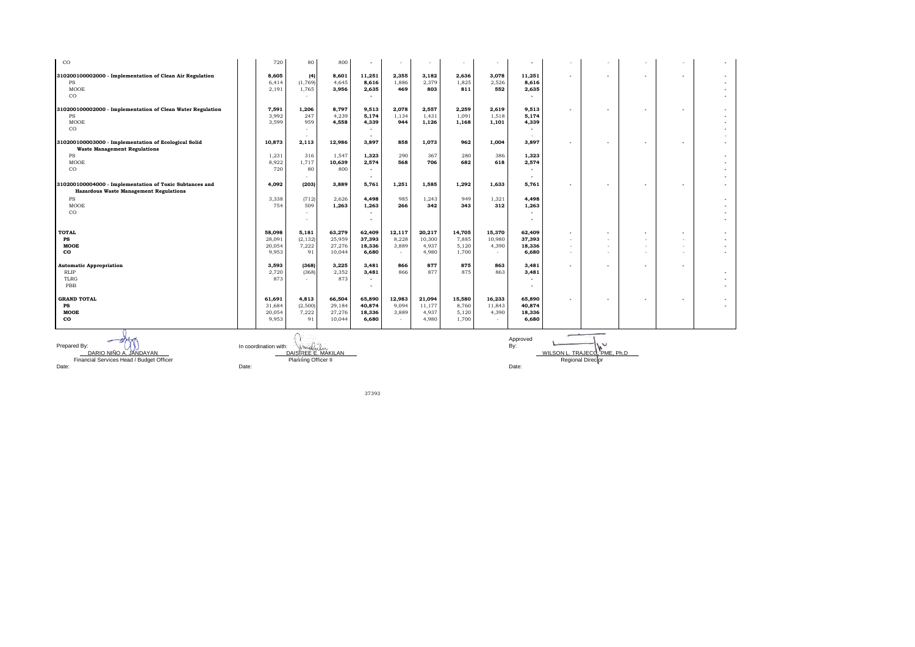| | | | | | | | | | | | | | | |
|---|---|---|---|---|---|---|---|---|---|---|---|---|---|---|
| CO | 720 | 80 | 800 | - | - | - | - | - | - | - | - | - | - | - |
| **310200100002000 - Implementation of Clean Air Regulation** | **8,605** | **(4)** | **8,601** | **11,251** | **2,355** | **3,182** | **2,636** | **3,078** | **11,251** | - | - | - | - | - |
| PS | 6,414 | (1,769) | 4,645 | **8,616** | 1,886 | 2,379 | 1,825 | 2,526 | **8,616** | | | | | - |
| MOOE | 2,191 | 1,765 | **3,956** | **2,635** | **469** | **803** | **811** | **552** | **2,635** | | | | | - |
| CO | | - | | - | | | | | - | | | | | - |
| **310200100002000 - Implementation of Clean Water Regulation** | **7,591** | **1,206** | **8,797** | **9,513** | **2,078** | **2,557** | **2,259** | **2,619** | **9,513** | - | - | - | - | - |
| PS | 3,992 | 247 | 4,239 | **5,174** | 1,134 | 1,431 | 1,091 | 1,518 | **5,174** | | | | | - |
| MOOE | 3,599 | 959 | **4,558** | **4,339** | **944** | **1,126** | **1,168** | **1,101** | **4,339** | | | | | - |
| CO | | - | | - | | | | | - | | | | | - |
| | | - | | - | | | | | - | | | | | - |
| **310200100003000 - Implementation of Ecological Solid Waste Management Regulations** | **10,873** | **2,113** | **12,986** | **3,897** | **858** | **1,073** | **962** | **1,004** | **3,897** | - | - | - | - | - |
| PS | 1,231 | 316 | 1,547 | **1,323** | 290 | 367 | 280 | 386 | **1,323** | | | | | - |
| MOOE | 8,922 | 1,717 | **10,639** | **2,574** | **568** | **706** | **682** | **618** | **2,574** | | | | | - |
| CO | 720 | 80 | 800 | - | | | | | - | | | | | - |
| | | - | | - | | | | | - | | | | | - |
| **310200100004000 - Implementation of Toxic Subtances and Hazardous Waste Management Regulations** | **4,092** | **(203)** | **3,889** | **5,761** | **1,251** | **1,585** | **1,292** | **1,633** | **5,761** | - | - | - | - | - |
| PS | 3,338 | (712) | 2,626 | **4,498** | 985 | 1,243 | 949 | 1,321 | **4,498** | | | | | - |
| MOOE | 754 | 509 | **1,263** | **1,263** | **266** | **342** | **343** | **312** | **1,263** | | | | | - |
| CO | | - | | - | | | | | - | | | | | - |
| | | - | | - | | | | | - | | | | | - |
| **TOTAL** | **58,098** | **5,181** | **63,279** | **62,409** | **12,117** | **20,217** | **14,705** | **15,370** | **62,409** | - | - | - | - | - |
| **PS** | 28,091 | (2,132) | 25,959 | **37,393** | 8,228 | 10,300 | 7,885 | 10,980 | **37,393** | - | - | - | - | - |
| **MOOE** | 20,054 | 7,222 | 27,276 | **18,336** | 3,889 | 4,937 | 5,120 | 4,390 | **18,336** | - | - | - | - | - |
| **CO** | 9,953 | 91 | 10,044 | **6,680** | - | 4,980 | 1,700 | - | **6,680** | - | - | - | - | - |
| **Automatic Appropriation** | **3,593** | **(368)** | **3,225** | **3,481** | **866** | **877** | **875** | **863** | **3,481** | - | - | - | - | |
| RLIP | 2,720 | (368) | 2,352 | **3,481** | 866 | 877 | 875 | 863 | **3,481** | | | | | - |
| TLRG | 873 | - | 873 | - | | | | | - | | | | | - |
| PBB | | | | - | | | | | - | | | | | - |
| **GRAND TOTAL** | **61,691** | **4,813** | **66,504** | **65,890** | **12,983** | **21,094** | **15,580** | **16,233** | **65,890** | - | - | - | - | - |
| **PS** | 31,684 | (2,500) | 29,184 | **40,874** | 9,094 | 11,177 | 8,760 | 11,843 | **40,874** | | | | | - |
| **MOOE** | 20,054 | 7,222 | 27,276 | **18,336** | 3,889 | 4,937 | 5,120 | 4,390 | **18,336** | | | | | |
| **CO** | 9,953 | 91 | 10,044 | **6,680** | - | 4,980 | 1,700 | - | **6,680** | | | | | |

Prepared By:
DARIO NIÑO A. JANDAYAN
Financial Services Head / Budget Officer
Date:

In coordination with:
DAISIREE E. MAKILAN
Planning Officer II
Date:

Approved By:
WILSON L. TRAJECO, PME, Ph.D
Regional Director
Date:

37393